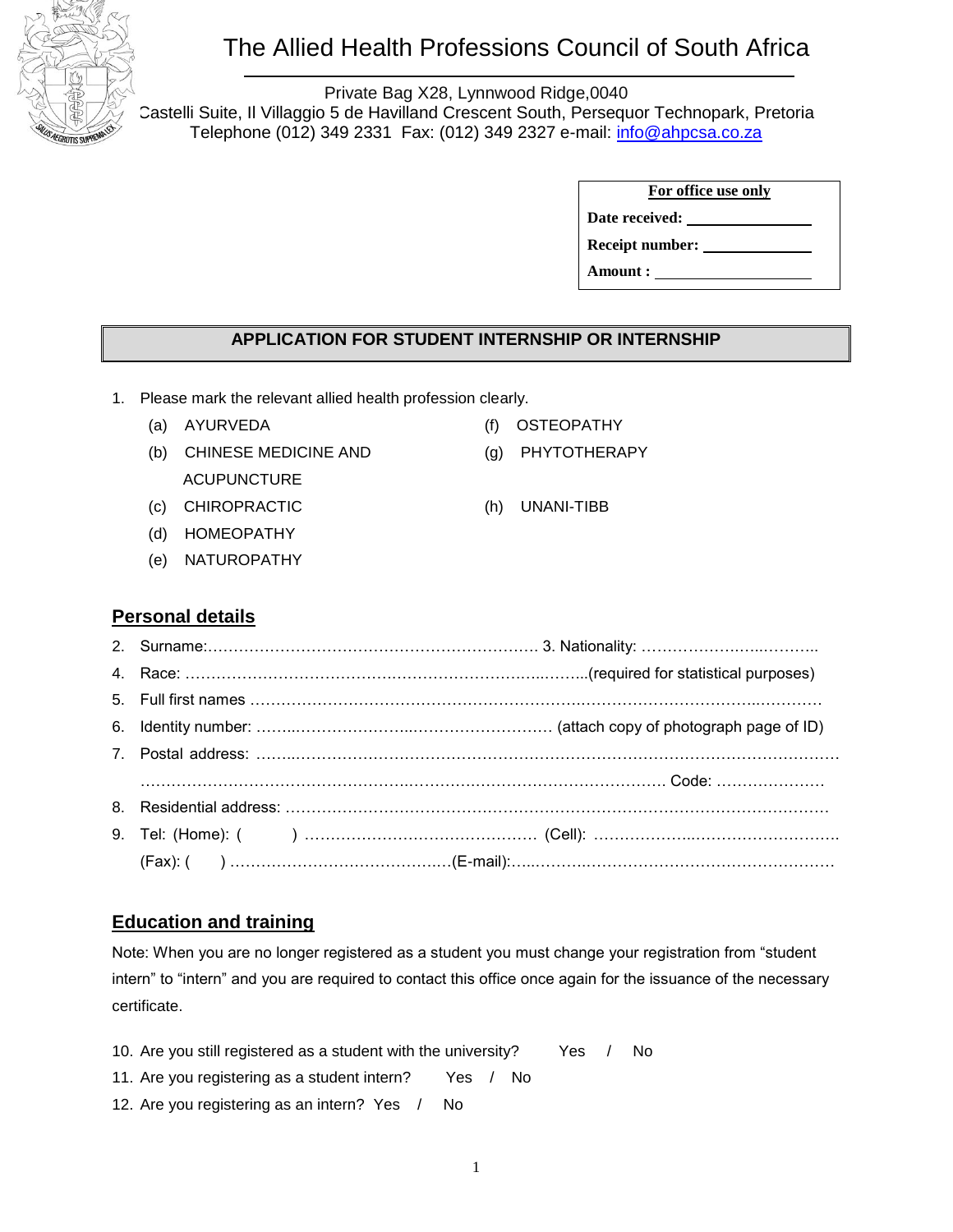# The Allied Health Professions Council of South Africa

Private Bag X28, Lynnwood Ridge,0040
Castelli Suite, Il Villaggio 5 de Havilland Crescent South, Persequor Technopark, Pretoria
Telephone (012) 349 2331 Fax: (012) 349 2327 e-mail: info@ahpcsa.co.za

| **For office use only** |
|---|
| **Date received:** ____________ |
| **Receipt number:** ____________ |
| **Amount :** ____________ |

## APPLICATION FOR STUDENT INTERNSHIP OR INTERNSHIP

1. Please mark the relevant allied health profession clearly.
   - (a) AYURVEDA
   - (b) CHINESE MEDICINE AND ACUPUNCTURE
   - (c) CHIROPRACTIC
   - (d) HOMEOPATHY
   - (e) NATUROPATHY
   - (f) OSTEOPATHY
   - (g) PHYTOTHERAPY
   - (h) UNANI-TIBB

## Personal details

2. Surname:……………………………………………………… 3. Nationality: ………………………………
4. Race: ……………………………………………………………………(required for statistical purposes)
5. Full first names ………………………………………………………………………………………………
6. Identity number: ……………………………………………… (attach copy of photograph page of ID)
7. Postal address: ……………………………………………………………………………………………………

   …………………………………………………………………………………………… Code: …………………
8. Residential address: ……………………………………………………………………………………………
9. Tel: (Home): ( ) ……………………………………… (Cell): ……………………………………………

   (Fax): ( ) ……………………………………(E-mail):…………………………………………………………

## Education and training

Note: When you are no longer registered as a student you must change your registration from "student intern" to "intern" and you are required to contact this office once again for the issuance of the necessary certificate.

10. Are you still registered as a student with the university? Yes / No
11. Are you registering as a student intern? Yes / No
12. Are you registering as an intern? Yes / No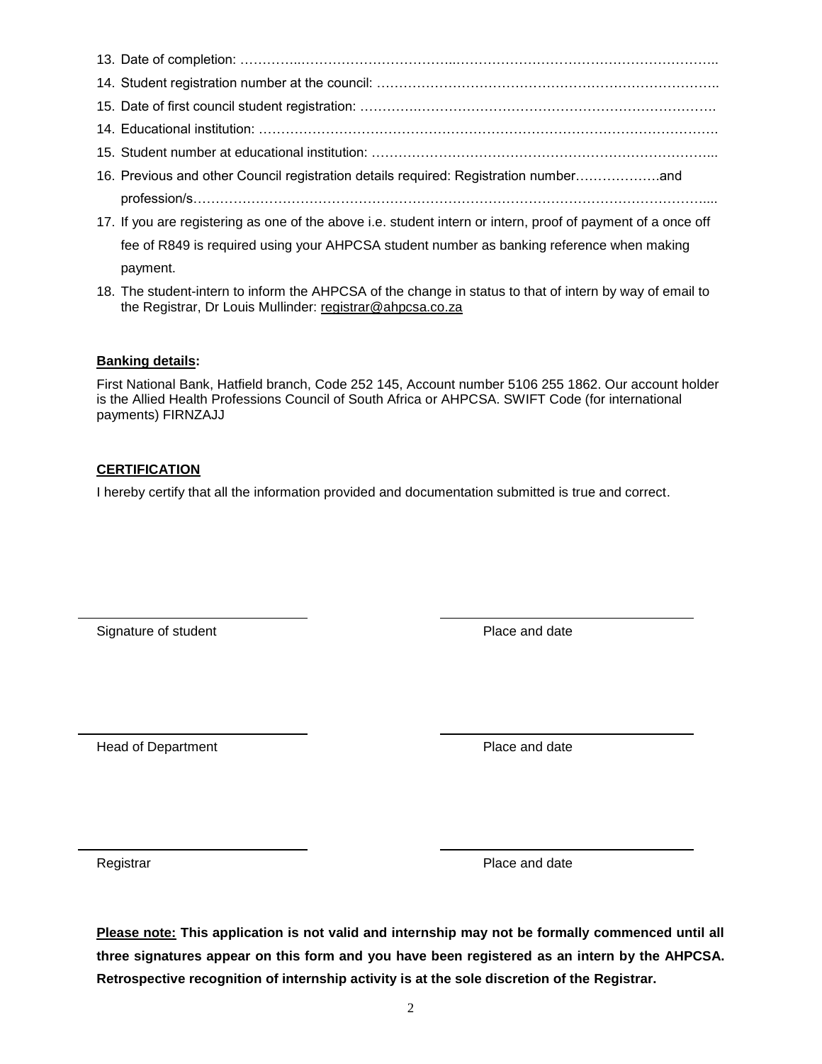13. Date of completion: ………….…………………………...……………………………………………………..
14. Student registration number at the council: ………………………………………………………………..
15. Date of first council student registration: ……………………………………………………………………
14. Educational institution: ………………………………………………………………………………………….
15. Student number at educational institution: ………………………………………………………………...
16. Previous and other Council registration details required: Registration number……………….and profession/s………………………………………………………………………………………………….....
17. If you are registering as one of the above i.e. student intern or intern, proof of payment of a once off fee of R849 is required using your AHPCSA student number as banking reference when making payment.
18. The student-intern to inform the AHPCSA of the change in status to that of intern by way of email to the Registrar, Dr Louis Mullinder: registrar@ahpcsa.co.za

**Banking details:**

First National Bank, Hatfield branch, Code 252 145, Account number 5106 255 1862. Our account holder is the Allied Health Professions Council of South Africa or AHPCSA. SWIFT Code (for international payments) FIRNZAJJ

**CERTIFICATION**

I hereby certify that all the information provided and documentation submitted is true and correct.

| | |
|---|---|
| Signature of student | Place and date |
| Head of Department | Place and date |
| Registrar | Place and date |

**Please note: This application is not valid and internship may not be formally commenced until all three signatures appear on this form and you have been registered as an intern by the AHPCSA. Retrospective recognition of internship activity is at the sole discretion of the Registrar.**